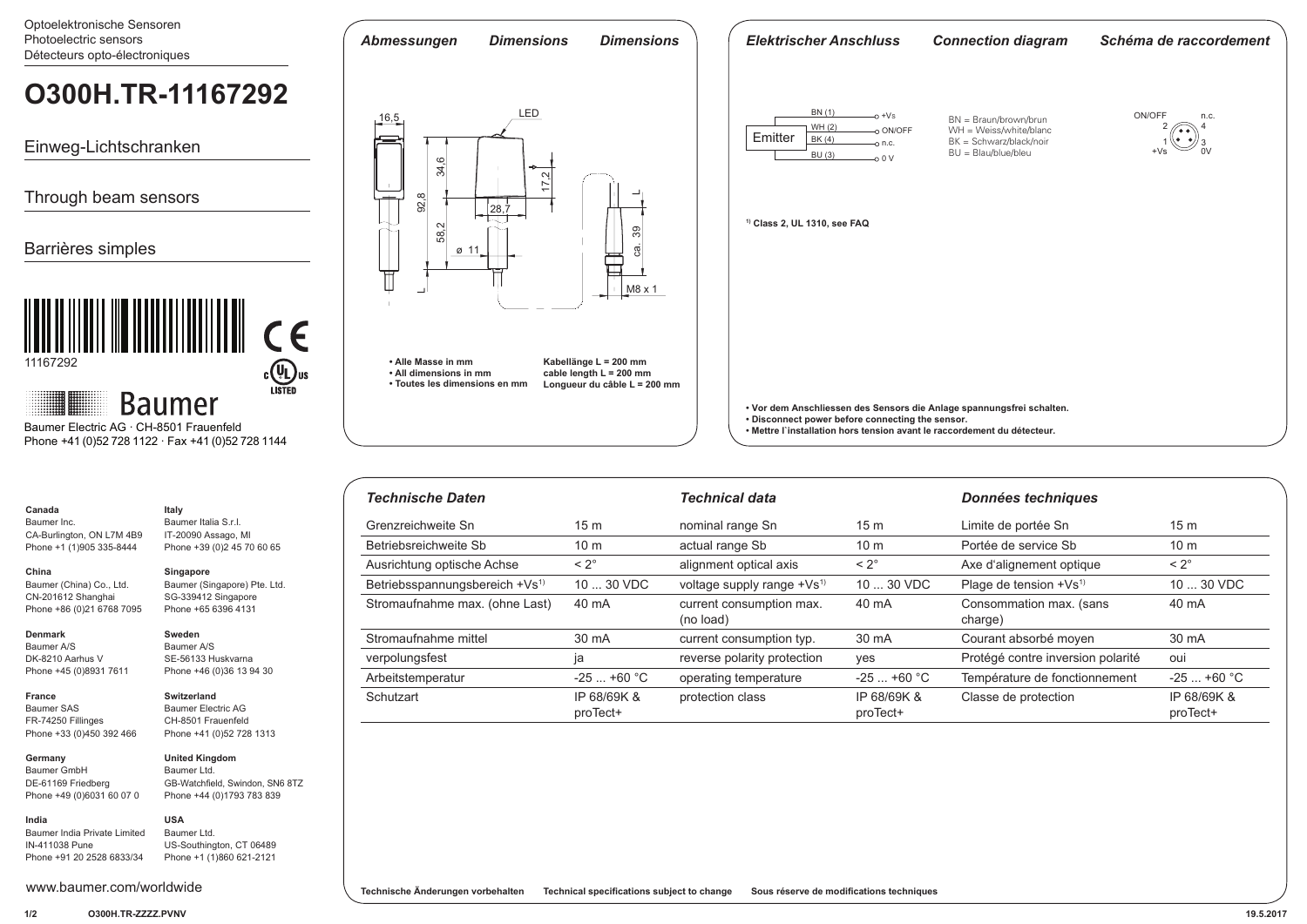Optoelektronische Sensoren
Photoelectric sensors
Détecteurs opto-électroniques

# O300H.TR-11167292

Einweg-Lichtschranken

Through beam sensors

Barrières simples

11167292

Baumer

Baumer Electric AG · CH-8501 Frauenfeld
Phone +41 (0)52 728 1122 · Fax +41 (0)52 728 1144

## *Abmessungen* *Dimensions* *Dimensions*

16,5 · LED · 34,6 · 17,2 · 92,8 · 28,7 · 58,2 · ø 11 · L · ca. 39 · M8 x 1

- **Alle Masse in mm**
- **All dimensions in mm**
- **Toutes les dimensions en mm**

**Kabellänge L = 200 mm**
**cable length L = 200 mm**
**Longueur du câble L = 200 mm**

## *Elektrischer Anschluss* *Connection diagram* *Schéma de raccordement*

Emitter

- BN (1) — +Vs
- WH (2) — ON/OFF
- BK (4) — n.c.
- BU (3) — 0 V

BN = Braun/brown/brun
WH = Weiss/white/blanc
BK = Schwarz/black/noir
BU = Blau/blue/bleu

ON/OFF 2, n.c. 4, +Vs 1, 0V 3

[1] **Class 2, UL 1310, see FAQ**

- **Vor dem Anschliessen des Sensors die Anlage spannungsfrei schalten.**
- **Disconnect power before connecting the sensor.**
- **Mettre l`installation hors tension avant le raccordement du détecteur.**

| *Technische Daten* | | *Technical data* | | *Données techniques* | |
|---|---|---|---|---|---|
| Grenzreichweite Sn | 15 m | nominal range Sn | 15 m | Limite de portée Sn | 15 m |
| Betriebsreichweite Sb | 10 m | actual range Sb | 10 m | Portée de service Sb | 10 m |
| Ausrichtung optische Achse | < 2° | alignment optical axis | < 2° | Axe d'alignement optique | < 2° |
| Betriebsspannungsbereich +Vs[1] | 10 ... 30 VDC | voltage supply range +Vs[1] | 10 ... 30 VDC | Plage de tension +Vs[1] | 10 ... 30 VDC |
| Stromaufnahme max. (ohne Last) | 40 mA | current consumption max. (no load) | 40 mA | Consommation max. (sans charge) | 40 mA |
| Stromaufnahme mittel | 30 mA | current consumption typ. | 30 mA | Courant absorbé moyen | 30 mA |
| verpolungsfest | ja | reverse polarity protection | yes | Protégé contre inversion polarité | oui |
| Arbeitstemperatur | -25 ... +60 °C | operating temperature | -25 ... +60 °C | Température de fonctionnement | -25 ... +60 °C |
| Schutzart | IP 68/69K & proTect+ | protection class | IP 68/69K & proTect+ | Classe de protection | IP 68/69K & proTect+ |

**Technische Änderungen vorbehalten** **Technical specifications subject to change** **Sous réserve de modifications techniques**

**Canada**
Baumer Inc.
CA-Burlington, ON L7M 4B9
Phone +1 (1)905 335-8444

**Italy**
Baumer Italia S.r.l.
IT-20090 Assago, MI
Phone +39 (0)2 45 70 60 65

**China**
Baumer (China) Co., Ltd.
CN-201612 Shanghai
Phone +86 (0)21 6768 7095

**Singapore**
Baumer (Singapore) Pte. Ltd.
SG-339412 Singapore
Phone +65 6396 4131

**Denmark**
Baumer A/S
DK-8210 Aarhus V
Phone +45 (0)8931 7611

**Sweden**
Baumer A/S
SE-56133 Huskvarna
Phone +46 (0)36 13 94 30

**France**
Baumer SAS
FR-74250 Fillinges
Phone +33 (0)450 392 466

**Switzerland**
Baumer Electric AG
CH-8501 Frauenfeld
Phone +41 (0)52 728 1313

**Germany**
Baumer GmbH
DE-61169 Friedberg
Phone +49 (0)6031 60 07 0

**United Kingdom**
Baumer Ltd.
GB-Watchfield, Swindon, SN6 8TZ
Phone +44 (0)1793 783 839

**India**
Baumer India Private Limited
IN-411038 Pune
Phone +91 20 2528 6833/34

**USA**
Baumer Ltd.
US-Southington, CT 06489
Phone +1 (1)860 621-2121

www.baumer.com/worldwide

**O300H.TR-ZZZZ.PVNV**

**19.5.2017**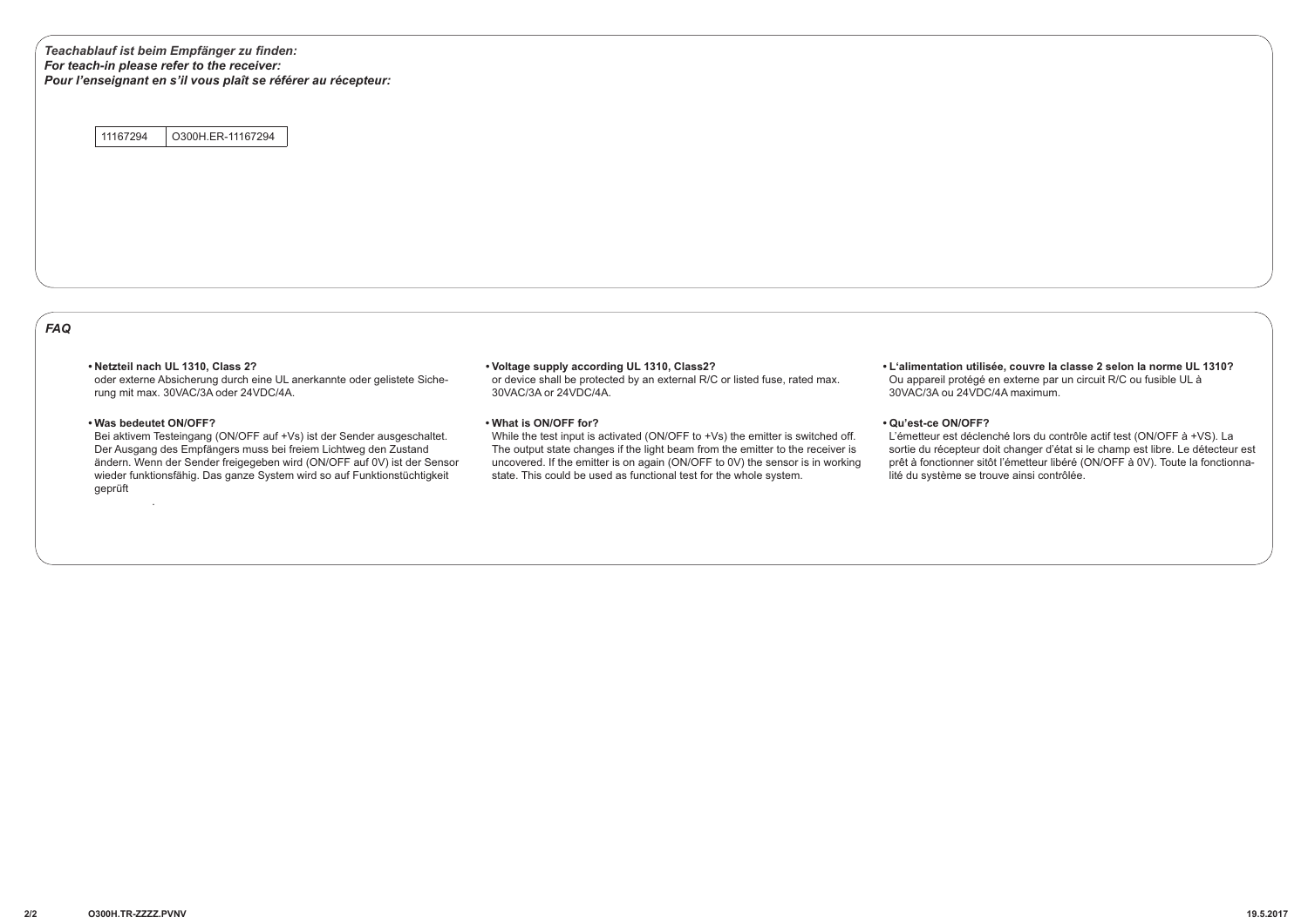***Teachablauf ist beim Empfänger zu finden:***
***For teach-in please refer to the receiver:***
***Pour l'enseignant en s'il vous plaît se référer au récepteur:***

| | |
|---|---|
| 11167294 | O300H.ER-11167294 |

## *FAQ*

**• Netzteil nach UL 1310, Class 2?**
oder externe Absicherung durch eine UL anerkannte oder gelistete Sicherung mit max. 30VAC/3A oder 24VDC/4A.

**• Was bedeutet ON/OFF?**
Bei aktivem Testeingang (ON/OFF auf +Vs) ist der Sender ausgeschaltet. Der Ausgang des Empfängers muss bei freiem Lichtweg den Zustand ändern. Wenn der Sender freigegeben wird (ON/OFF auf 0V) ist der Sensor wieder funktionsfähig. Das ganze System wird so auf Funktionstüchtigkeit geprüft

**• Voltage supply according UL 1310, Class2?**
or device shall be protected by an external R/C or listed fuse, rated max. 30VAC/3A or 24VDC/4A.

**• What is ON/OFF for?**
While the test input is activated (ON/OFF to +Vs) the emitter is switched off. The output state changes if the light beam from the emitter to the receiver is uncovered. If the emitter is on again (ON/OFF to 0V) the sensor is in working state. This could be used as functional test for the whole system.

**• L'alimentation utilisée, couvre la classe 2 selon la norme UL 1310?**
Ou appareil protégé en externe par un circuit R/C ou fusible UL à 30VAC/3A ou 24VDC/4A maximum.

**• Qu'est-ce ON/OFF?**
L'émetteur est déclenché lors du contrôle actif test (ON/OFF à +VS). La sortie du récepteur doit changer d'état si le champ est libre. Le détecteur est prêt à fonctionner sitôt l'émetteur libéré (ON/OFF à 0V). Toute la fonctionnalité du système se trouve ainsi contrôlée.

O300H.TR-ZZZZ.PVNV 19.5.2017